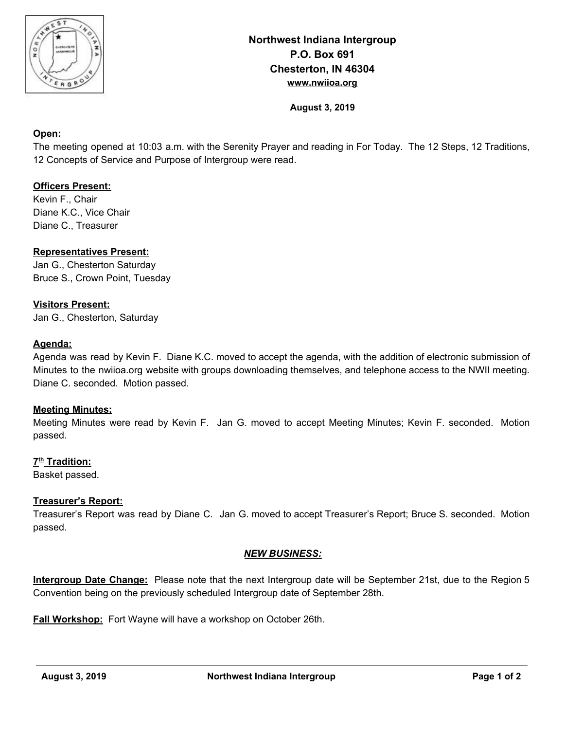**Northwest Indiana Intergroup**
**P.O. Box 691**
**Chesterton, IN 46304**
**www.nwiioa.org**

**August 3, 2019**

**Open:**
The meeting opened at 10:03 a.m. with the Serenity Prayer and reading in For Today. The 12 Steps, 12 Traditions, 12 Concepts of Service and Purpose of Intergroup were read.

**Officers Present:**
Kevin F., Chair
Diane K.C., Vice Chair
Diane C., Treasurer

**Representatives Present:**
Jan G., Chesterton Saturday
Bruce S., Crown Point, Tuesday

**Visitors Present:**
Jan G., Chesterton, Saturday

**Agenda:**
Agenda was read by Kevin F. Diane K.C. moved to accept the agenda, with the addition of electronic submission of Minutes to the nwiioa.org website with groups downloading themselves, and telephone access to the NWII meeting. Diane C. seconded. Motion passed.

**Meeting Minutes:**
Meeting Minutes were read by Kevin F. Jan G. moved to accept Meeting Minutes; Kevin F. seconded. Motion passed.

**7th Tradition:**
Basket passed.

**Treasurer's Report:**
Treasurer's Report was read by Diane C. Jan G. moved to accept Treasurer's Report; Bruce S. seconded. Motion passed.

***NEW BUSINESS:***

**Intergroup Date Change:** Please note that the next Intergroup date will be September 21st, due to the Region 5 Convention being on the previously scheduled Intergroup date of September 28th.

**Fall Workshop:** Fort Wayne will have a workshop on October 26th.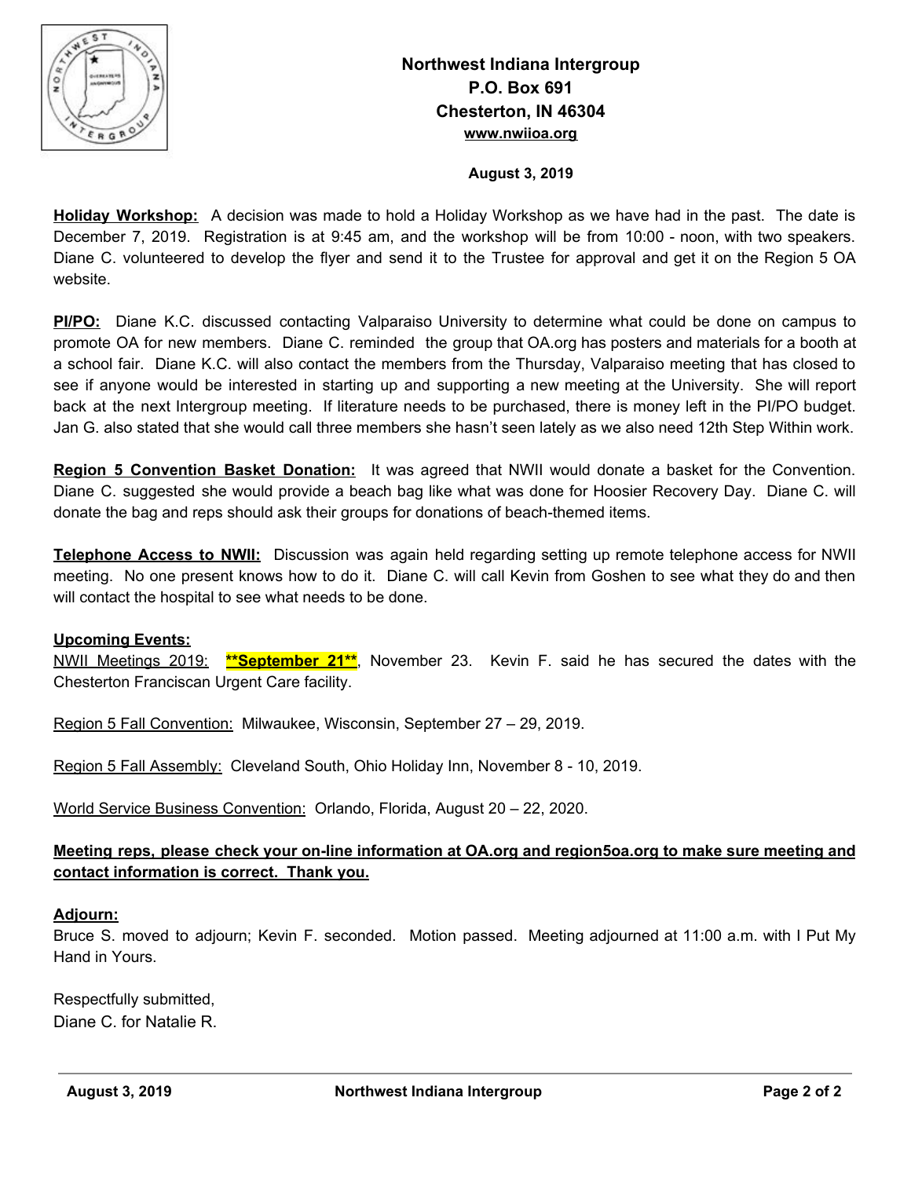**Northwest Indiana Intergroup**
**P.O. Box 691**
**Chesterton, IN 46304**
**www.nwiioa.org**

**August 3, 2019**

**Holiday Workshop:** A decision was made to hold a Holiday Workshop as we have had in the past. The date is December 7, 2019. Registration is at 9:45 am, and the workshop will be from 10:00 - noon, with two speakers. Diane C. volunteered to develop the flyer and send it to the Trustee for approval and get it on the Region 5 OA website.

**PI/PO:** Diane K.C. discussed contacting Valparaiso University to determine what could be done on campus to promote OA for new members. Diane C. reminded the group that OA.org has posters and materials for a booth at a school fair. Diane K.C. will also contact the members from the Thursday, Valparaiso meeting that has closed to see if anyone would be interested in starting up and supporting a new meeting at the University. She will report back at the next Intergroup meeting. If literature needs to be purchased, there is money left in the PI/PO budget. Jan G. also stated that she would call three members she hasn't seen lately as we also need 12th Step Within work.

**Region 5 Convention Basket Donation:** It was agreed that NWII would donate a basket for the Convention. Diane C. suggested she would provide a beach bag like what was done for Hoosier Recovery Day. Diane C. will donate the bag and reps should ask their groups for donations of beach-themed items.

**Telephone Access to NWII:** Discussion was again held regarding setting up remote telephone access for NWII meeting. No one present knows how to do it. Diane C. will call Kevin from Goshen to see what they do and then will contact the hospital to see what needs to be done.

**Upcoming Events:**

NWII Meetings 2019: **\*\*September 21\*\***, November 23. Kevin F. said he has secured the dates with the Chesterton Franciscan Urgent Care facility.

Region 5 Fall Convention: Milwaukee, Wisconsin, September 27 – 29, 2019.

Region 5 Fall Assembly: Cleveland South, Ohio Holiday Inn, November 8 - 10, 2019.

World Service Business Convention: Orlando, Florida, August 20 – 22, 2020.

**Meeting reps, please check your on-line information at OA.org and region5oa.org to make sure meeting and contact information is correct. Thank you.**

**Adjourn:**

Bruce S. moved to adjourn; Kevin F. seconded. Motion passed. Meeting adjourned at 11:00 a.m. with I Put My Hand in Yours.

Respectfully submitted,
Diane C. for Natalie R.